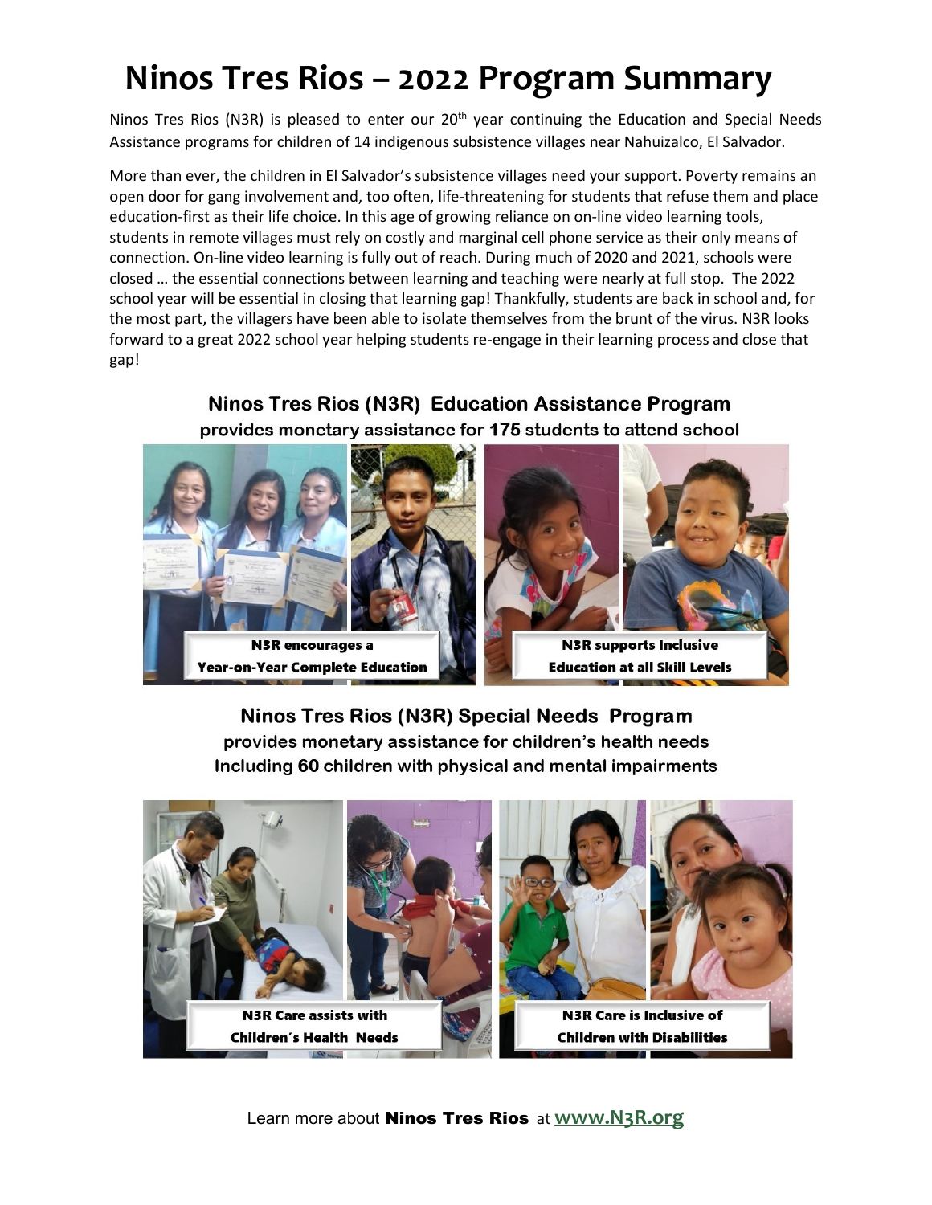# Ninos Tres Rios – 2022 Program Summary

Ninos Tres Rios (N3R) is pleased to enter our 20th year continuing the Education and Special Needs Assistance programs for children of 14 indigenous subsistence villages near Nahuizalco, El Salvador.

More than ever, the children in El Salvador's subsistence villages need your support. Poverty remains an open door for gang involvement and, too often, life-threatening for students that refuse them and place education-first as their life choice. In this age of growing reliance on on-line video learning tools, students in remote villages must rely on costly and marginal cell phone service as their only means of connection. On-line video learning is fully out of reach. During much of 2020 and 2021, schools were closed … the essential connections between learning and teaching were nearly at full stop. The 2022 school year will be essential in closing that learning gap! Thankfully, students are back in school and, for the most part, the villagers have been able to isolate themselves from the brunt of the virus. N3R looks forward to a great 2022 school year helping students re-engage in their learning process and close that gap!

## Ninos Tres Rios (N3R) Education Assistance Program

**provides monetary assistance for 175 students to attend school**

N3R encourages a Year-on-Year Complete Education

N3R supports Inclusive Education at all Skill Levels

## Ninos Tres Rios (N3R) Special Needs Program

**provides monetary assistance for children's health needs Including 60 children with physical and mental impairments**

N3R Care assists with Children's Health Needs

N3R Care is Inclusive of Children with Disabilities

Learn more about **Ninos Tres Rios** at **www.N3R.org**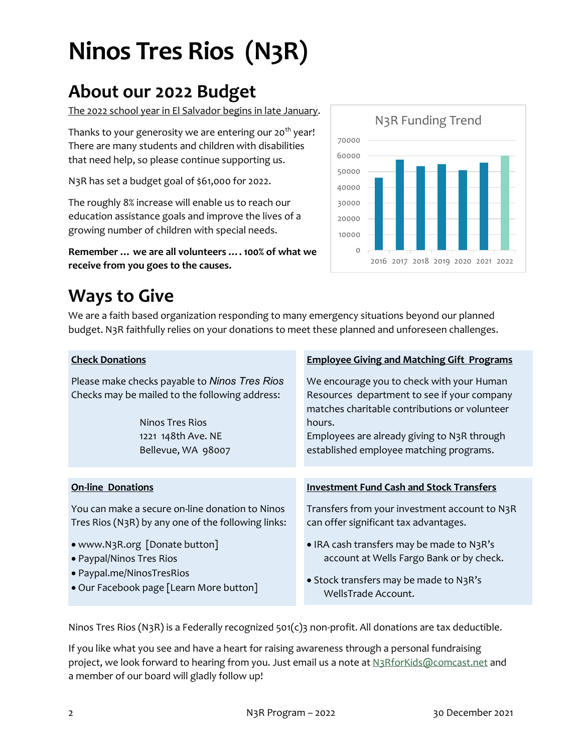# Ninos Tres Rios (N3R)

## About our 2022 Budget

The 2022 school year in El Salvador begins in late January.

Thanks to your generosity we are entering our 20th year! There are many students and children with disabilities that need help, so please continue supporting us.

N3R has set a budget goal of $61,000 for 2022.

The roughly 8% increase will enable us to reach our education assistance goals and improve the lives of a growing number of children with special needs.

**Remember … we are all volunteers …. 100% of what we receive from you goes to the causes.**

N3R Funding Trend

| Year | Funding (approx.) |
|---|---|
| 2016 | 46000 |
| 2017 | 57500 |
| 2018 | 53500 |
| 2019 | 54500 |
| 2020 | 51000 |
| 2021 | 55500 |
| 2022 | 60000 |

## Ways to Give

We are a faith based organization responding to many emergency situations beyond our planned budget. N3R faithfully relies on your donations to meet these planned and unforeseen challenges.

**Check Donations**

Please make checks payable to *Ninos Tres Rios*
Checks may be mailed to the following address:

Ninos Tres Rios
1221 148th Ave. NE
Bellevue, WA 98007

**Employee Giving and Matching Gift Programs**

We encourage you to check with your Human Resources department to see if your company matches charitable contributions or volunteer hours.
Employees are already giving to N3R through established employee matching programs.

**On-line Donations**

You can make a secure on-line donation to Ninos Tres Rios (N3R) by any one of the following links:

- www.N3R.org [Donate button]
- Paypal/Ninos Tres Rios
- Paypal.me/NinosTresRios
- Our Facebook page [Learn More button]

**Investment Fund Cash and Stock Transfers**

Transfers from your investment account to N3R can offer significant tax advantages.

- IRA cash transfers may be made to N3R's account at Wells Fargo Bank or by check.
- Stock transfers may be made to N3R's WellsTrade Account.

Ninos Tres Rios (N3R) is a Federally recognized 501(c)3 non-profit. All donations are tax deductible.

If you like what you see and have a heart for raising awareness through a personal fundraising project, we look forward to hearing from you. Just email us a note at N3RforKids@comcast.net and a member of our board will gladly follow up!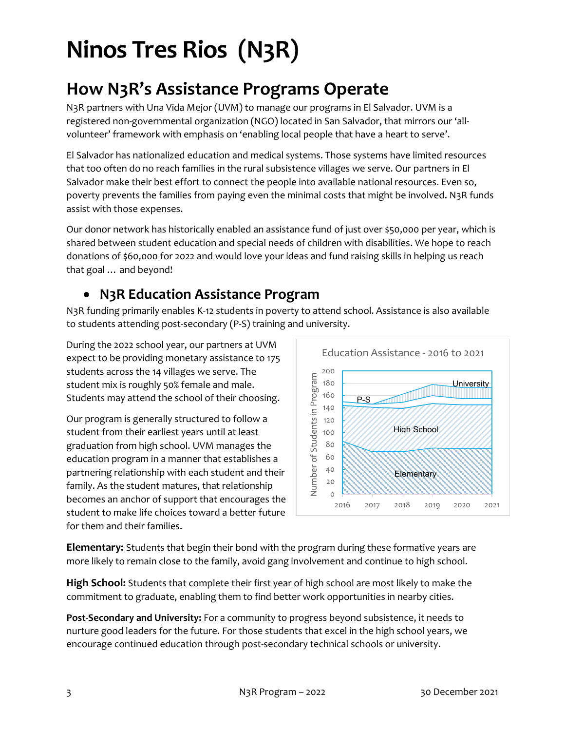# Ninos Tres Rios (N3R)

## How N3R's Assistance Programs Operate

N3R partners with Una Vida Mejor (UVM) to manage our programs in El Salvador. UVM is a registered non-governmental organization (NGO) located in San Salvador, that mirrors our 'all-volunteer' framework with emphasis on 'enabling local people that have a heart to serve'.

El Salvador has nationalized education and medical systems. Those systems have limited resources that too often do no reach families in the rural subsistence villages we serve. Our partners in El Salvador make their best effort to connect the people into available national resources. Even so, poverty prevents the families from paying even the minimal costs that might be involved. N3R funds assist with those expenses.

Our donor network has historically enabled an assistance fund of just over $50,000 per year, which is shared between student education and special needs of children with disabilities. We hope to reach donations of $60,000 for 2022 and would love your ideas and fund raising skills in helping us reach that goal … and beyond!

### • N3R Education Assistance Program

N3R funding primarily enables K-12 students in poverty to attend school. Assistance is also available to students attending post-secondary (P-S) training and university.

During the 2022 school year, our partners at UVM expect to be providing monetary assistance to 175 students across the 14 villages we serve. The student mix is roughly 50% female and male. Students may attend the school of their choosing.

Our program is generally structured to follow a student from their earliest years until at least graduation from high school. UVM manages the education program in a manner that establishes a partnering relationship with each student and their family. As the student matures, that relationship becomes an anchor of support that encourages the student to make life choices toward a better future for them and their families.

Education Assistance - 2016 to 2021

**Elementary:** Students that begin their bond with the program during these formative years are more likely to remain close to the family, avoid gang involvement and continue to high school.

**High School:** Students that complete their first year of high school are most likely to make the commitment to graduate, enabling them to find better work opportunities in nearby cities.

**Post-Secondary and University:** For a community to progress beyond subsistence, it needs to nurture good leaders for the future. For those students that excel in the high school years, we encourage continued education through post-secondary technical schools or university.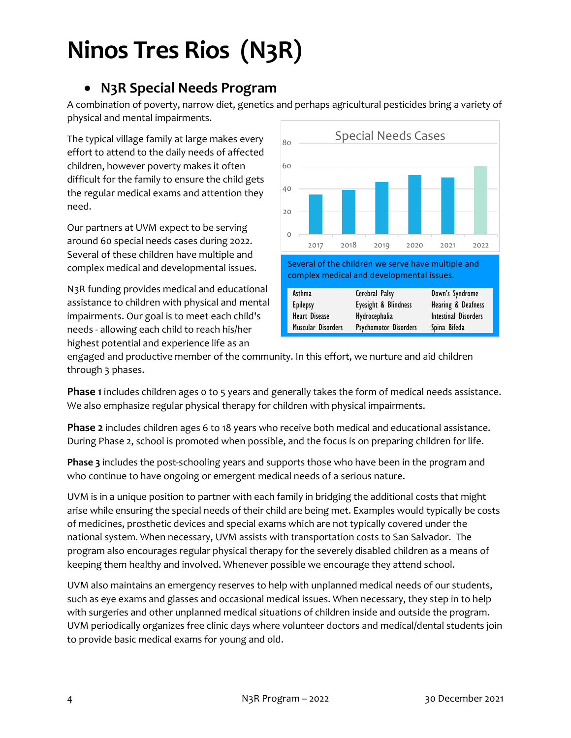# Ninos Tres Rios (N3R)

## N3R Special Needs Program

A combination of poverty, narrow diet, genetics and perhaps agricultural pesticides bring a variety of physical and mental impairments.

The typical village family at large makes every effort to attend to the daily needs of affected children, however poverty makes it often difficult for the family to ensure the child gets the regular medical exams and attention they need.

Our partners at UVM expect to be serving around 60 special needs cases during 2022. Several of these children have multiple and complex medical and developmental issues.

Special Needs Cases

80
60
40
20
0

2017 2018 2019 2020 2021 2022

Several of the children we serve have multiple and complex medical and developmental issues.

| | | |
|---|---|---|
| Asthma | Cerebral Palsy | Down's Syndrome |
| Epilepsy | Eyesight & Blindness | Hearing & Deafness |
| Heart Disease | Hydrocephalia | Intestinal Disorders |
| Muscular Disorders | Psychomotor Disorders | Spina Bifeda |

N3R funding provides medical and educational assistance to children with physical and mental impairments. Our goal is to meet each child's needs - allowing each child to reach his/her highest potential and experience life as an engaged and productive member of the community. In this effort, we nurture and aid children through 3 phases.

**Phase 1** includes children ages 0 to 5 years and generally takes the form of medical needs assistance. We also emphasize regular physical therapy for children with physical impairments.

**Phase 2** includes children ages 6 to 18 years who receive both medical and educational assistance. During Phase 2, school is promoted when possible, and the focus is on preparing children for life.

**Phase 3** includes the post-schooling years and supports those who have been in the program and who continue to have ongoing or emergent medical needs of a serious nature.

UVM is in a unique position to partner with each family in bridging the additional costs that might arise while ensuring the special needs of their child are being met. Examples would typically be costs of medicines, prosthetic devices and special exams which are not typically covered under the national system. When necessary, UVM assists with transportation costs to San Salvador. The program also encourages regular physical therapy for the severely disabled children as a means of keeping them healthy and involved. Whenever possible we encourage they attend school.

UVM also maintains an emergency reserves to help with unplanned medical needs of our students, such as eye exams and glasses and occasional medical issues. When necessary, they step in to help with surgeries and other unplanned medical situations of children inside and outside the program. UVM periodically organizes free clinic days where volunteer doctors and medical/dental students join to provide basic medical exams for young and old.